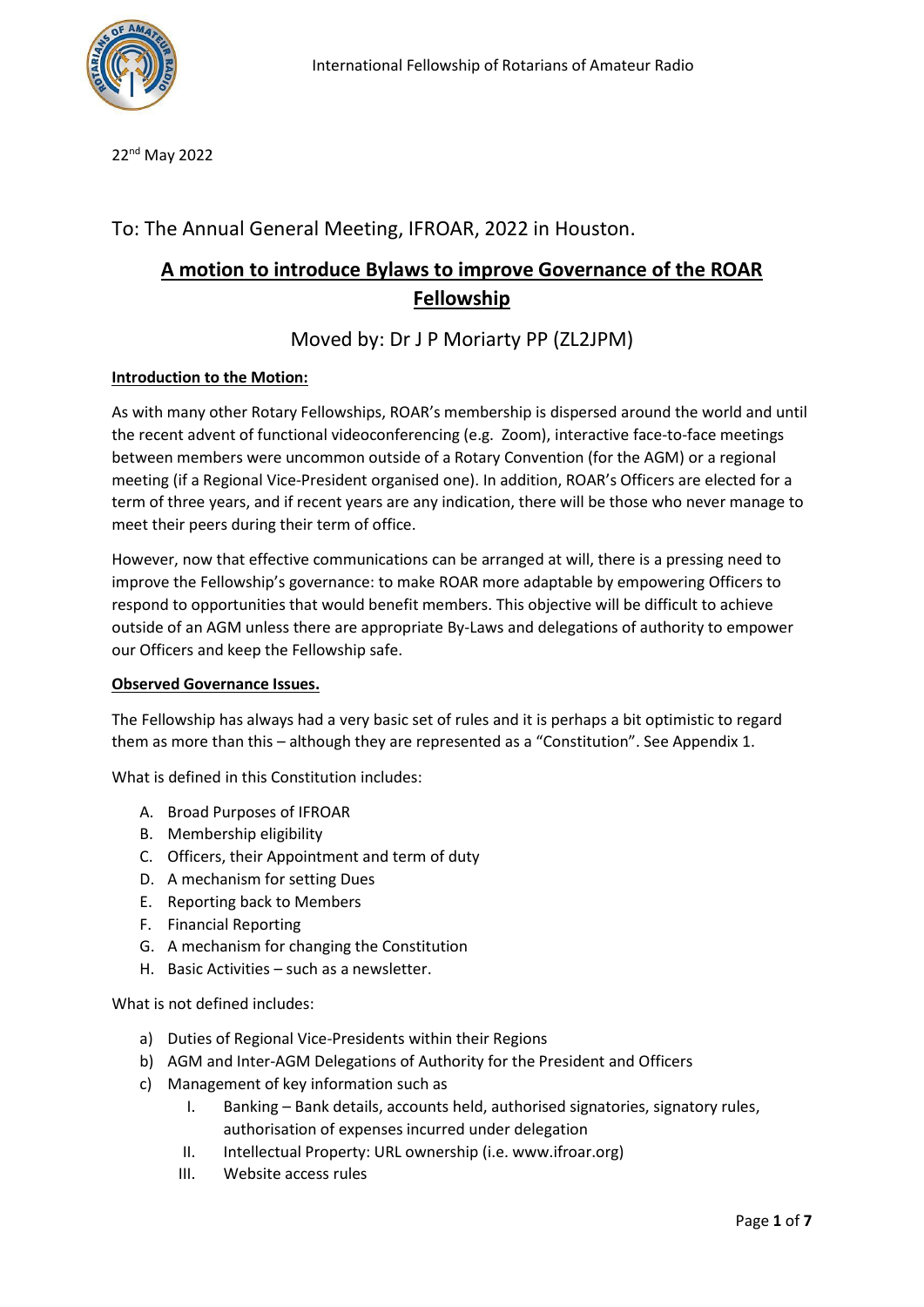International Fellowship of Rotarians of Amateur Radio

22nd May 2022

## To: The Annual General Meeting, IFROAR, 2022 in Houston.

# A motion to introduce Bylaws to improve Governance of the ROAR Fellowship

## Moved by: Dr J P Moriarty PP (ZL2JPM)

**Introduction to the Motion:**

As with many other Rotary Fellowships, ROAR's membership is dispersed around the world and until the recent advent of functional videoconferencing (e.g. Zoom), interactive face-to-face meetings between members were uncommon outside of a Rotary Convention (for the AGM) or a regional meeting (if a Regional Vice-President organised one). In addition, ROAR's Officers are elected for a term of three years, and if recent years are any indication, there will be those who never manage to meet their peers during their term of office.

However, now that effective communications can be arranged at will, there is a pressing need to improve the Fellowship's governance: to make ROAR more adaptable by empowering Officers to respond to opportunities that would benefit members. This objective will be difficult to achieve outside of an AGM unless there are appropriate By-Laws and delegations of authority to empower our Officers and keep the Fellowship safe.

**Observed Governance Issues.**

The Fellowship has always had a very basic set of rules and it is perhaps a bit optimistic to regard them as more than this – although they are represented as a "Constitution". See Appendix 1.

What is defined in this Constitution includes:

A. Broad Purposes of IFROAR
B. Membership eligibility
C. Officers, their Appointment and term of duty
D. A mechanism for setting Dues
E. Reporting back to Members
F. Financial Reporting
G. A mechanism for changing the Constitution
H. Basic Activities – such as a newsletter.

What is not defined includes:

a) Duties of Regional Vice-Presidents within their Regions
b) AGM and Inter-AGM Delegations of Authority for the President and Officers
c) Management of key information such as
    I. Banking – Bank details, accounts held, authorised signatories, signatory rules, authorisation of expenses incurred under delegation
    II. Intellectual Property: URL ownership (i.e. www.ifroar.org)
    III. Website access rules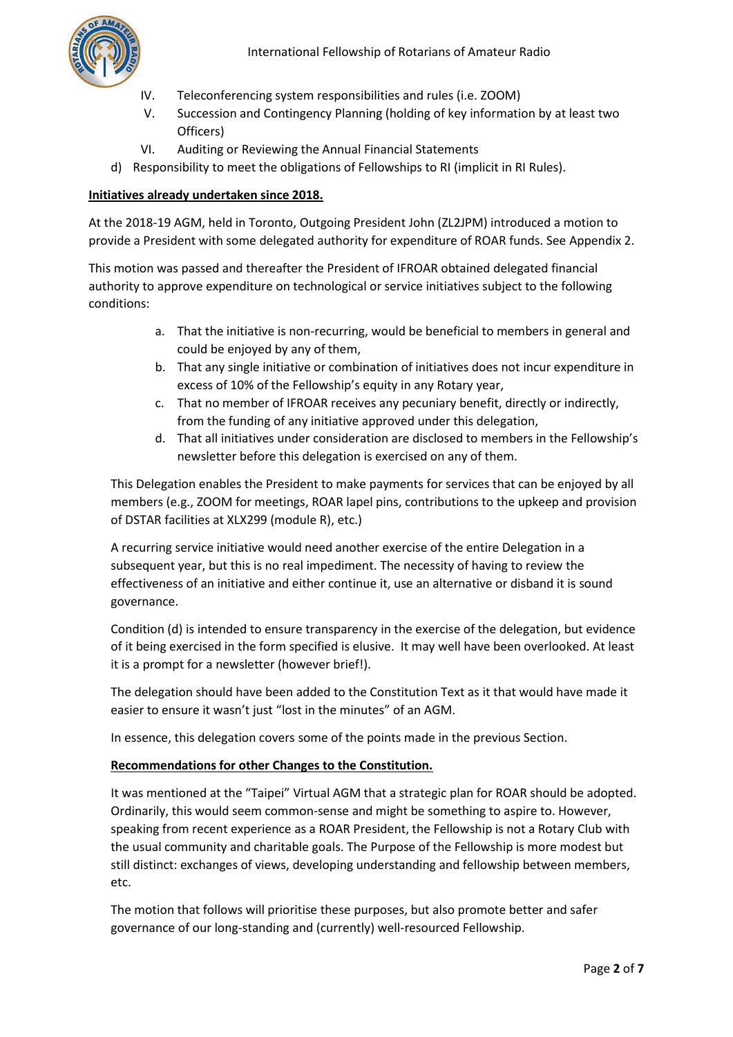IV. Teleconferencing system responsibilities and rules (i.e. ZOOM)
V. Succession and Contingency Planning (holding of key information by at least two Officers)
VI. Auditing or Reviewing the Annual Financial Statements

d) Responsibility to meet the obligations of Fellowships to RI (implicit in RI Rules).

**Initiatives already undertaken since 2018.**

At the 2018-19 AGM, held in Toronto, Outgoing President John (ZL2JPM) introduced a motion to provide a President with some delegated authority for expenditure of ROAR funds. See Appendix 2.

This motion was passed and thereafter the President of IFROAR obtained delegated financial authority to approve expenditure on technological or service initiatives subject to the following conditions:

a. That the initiative is non-recurring, would be beneficial to members in general and could be enjoyed by any of them,
b. That any single initiative or combination of initiatives does not incur expenditure in excess of 10% of the Fellowship's equity in any Rotary year,
c. That no member of IFROAR receives any pecuniary benefit, directly or indirectly, from the funding of any initiative approved under this delegation,
d. That all initiatives under consideration are disclosed to members in the Fellowship's newsletter before this delegation is exercised on any of them.

This Delegation enables the President to make payments for services that can be enjoyed by all members (e.g., ZOOM for meetings, ROAR lapel pins, contributions to the upkeep and provision of DSTAR facilities at XLX299 (module R), etc.)

A recurring service initiative would need another exercise of the entire Delegation in a subsequent year, but this is no real impediment. The necessity of having to review the effectiveness of an initiative and either continue it, use an alternative or disband it is sound governance.

Condition (d) is intended to ensure transparency in the exercise of the delegation, but evidence of it being exercised in the form specified is elusive. It may well have been overlooked. At least it is a prompt for a newsletter (however brief!).

The delegation should have been added to the Constitution Text as it that would have made it easier to ensure it wasn't just "lost in the minutes" of an AGM.

In essence, this delegation covers some of the points made in the previous Section.

**Recommendations for other Changes to the Constitution.**

It was mentioned at the "Taipei" Virtual AGM that a strategic plan for ROAR should be adopted. Ordinarily, this would seem common-sense and might be something to aspire to. However, speaking from recent experience as a ROAR President, the Fellowship is not a Rotary Club with the usual community and charitable goals. The Purpose of the Fellowship is more modest but still distinct: exchanges of views, developing understanding and fellowship between members, etc.

The motion that follows will prioritise these purposes, but also promote better and safer governance of our long-standing and (currently) well-resourced Fellowship.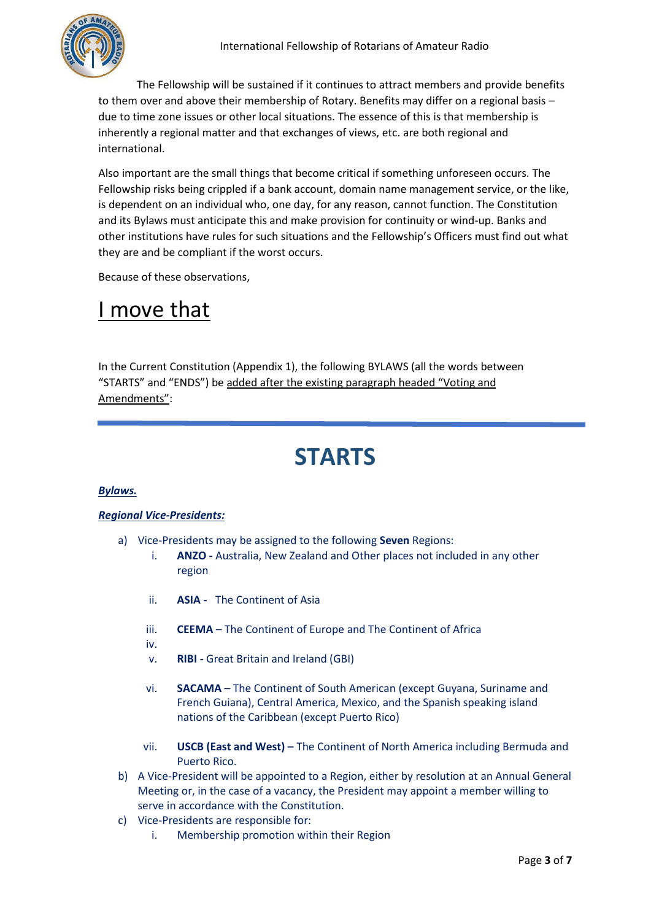The Fellowship will be sustained if it continues to attract members and provide benefits to them over and above their membership of Rotary. Benefits may differ on a regional basis – due to time zone issues or other local situations. The essence of this is that membership is inherently a regional matter and that exchanges of views, etc. are both regional and international.

Also important are the small things that become critical if something unforeseen occurs. The Fellowship risks being crippled if a bank account, domain name management service, or the like, is dependent on an individual who, one day, for any reason, cannot function. The Constitution and its Bylaws must anticipate this and make provision for continuity or wind-up. Banks and other institutions have rules for such situations and the Fellowship's Officers must find out what they are and be compliant if the worst occurs.

Because of these observations,

# I move that

In the Current Constitution (Appendix 1), the following BYLAWS (all the words between "STARTS" and "ENDS") be added after the existing paragraph headed "Voting and Amendments":

---

# STARTS

***Bylaws.***

***Regional Vice-Presidents:***

a) Vice-Presidents may be assigned to the following **Seven** Regions:
   i. **ANZO -** Australia, New Zealand and Other places not included in any other region
   ii. **ASIA -** The Continent of Asia
   iii. **CEEMA** – The Continent of Europe and The Continent of Africa
   iv.
   v. **RIBI -** Great Britain and Ireland (GBI)
   vi. **SACAMA** – The Continent of South American (except Guyana, Suriname and French Guiana), Central America, Mexico, and the Spanish speaking island nations of the Caribbean (except Puerto Rico)
   vii. **USCB (East and West) –** The Continent of North America including Bermuda and Puerto Rico.

b) A Vice-President will be appointed to a Region, either by resolution at an Annual General Meeting or, in the case of a vacancy, the President may appoint a member willing to serve in accordance with the Constitution.

c) Vice-Presidents are responsible for:
   i. Membership promotion within their Region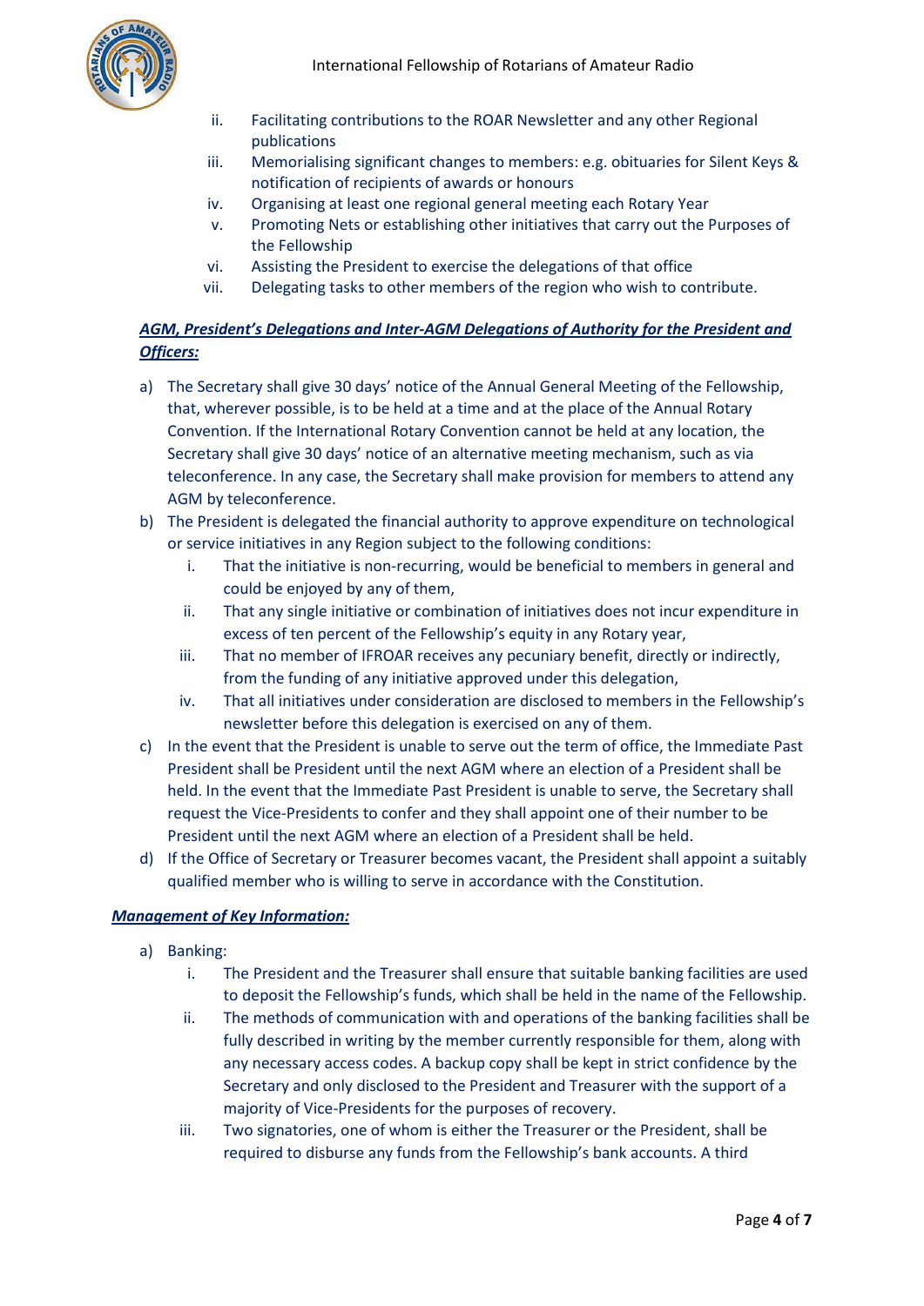ii. Facilitating contributions to the ROAR Newsletter and any other Regional publications
iii. Memorialising significant changes to members: e.g. obituaries for Silent Keys & notification of recipients of awards or honours
iv. Organising at least one regional general meeting each Rotary Year
v. Promoting Nets or establishing other initiatives that carry out the Purposes of the Fellowship
vi. Assisting the President to exercise the delegations of that office
vii. Delegating tasks to other members of the region who wish to contribute.

***AGM, President's Delegations and Inter-AGM Delegations of Authority for the President and Officers:***

a) The Secretary shall give 30 days' notice of the Annual General Meeting of the Fellowship, that, wherever possible, is to be held at a time and at the place of the Annual Rotary Convention. If the International Rotary Convention cannot be held at any location, the Secretary shall give 30 days' notice of an alternative meeting mechanism, such as via teleconference. In any case, the Secretary shall make provision for members to attend any AGM by teleconference.
b) The President is delegated the financial authority to approve expenditure on technological or service initiatives in any Region subject to the following conditions:
    i. That the initiative is non-recurring, would be beneficial to members in general and could be enjoyed by any of them,
    ii. That any single initiative or combination of initiatives does not incur expenditure in excess of ten percent of the Fellowship's equity in any Rotary year,
    iii. That no member of IFROAR receives any pecuniary benefit, directly or indirectly, from the funding of any initiative approved under this delegation,
    iv. That all initiatives under consideration are disclosed to members in the Fellowship's newsletter before this delegation is exercised on any of them.
c) In the event that the President is unable to serve out the term of office, the Immediate Past President shall be President until the next AGM where an election of a President shall be held. In the event that the Immediate Past President is unable to serve, the Secretary shall request the Vice-Presidents to confer and they shall appoint one of their number to be President until the next AGM where an election of a President shall be held.
d) If the Office of Secretary or Treasurer becomes vacant, the President shall appoint a suitably qualified member who is willing to serve in accordance with the Constitution.

***Management of Key Information:***

a) Banking:
    i. The President and the Treasurer shall ensure that suitable banking facilities are used to deposit the Fellowship's funds, which shall be held in the name of the Fellowship.
    ii. The methods of communication with and operations of the banking facilities shall be fully described in writing by the member currently responsible for them, along with any necessary access codes. A backup copy shall be kept in strict confidence by the Secretary and only disclosed to the President and Treasurer with the support of a majority of Vice-Presidents for the purposes of recovery.
    iii. Two signatories, one of whom is either the Treasurer or the President, shall be required to disburse any funds from the Fellowship's bank accounts. A third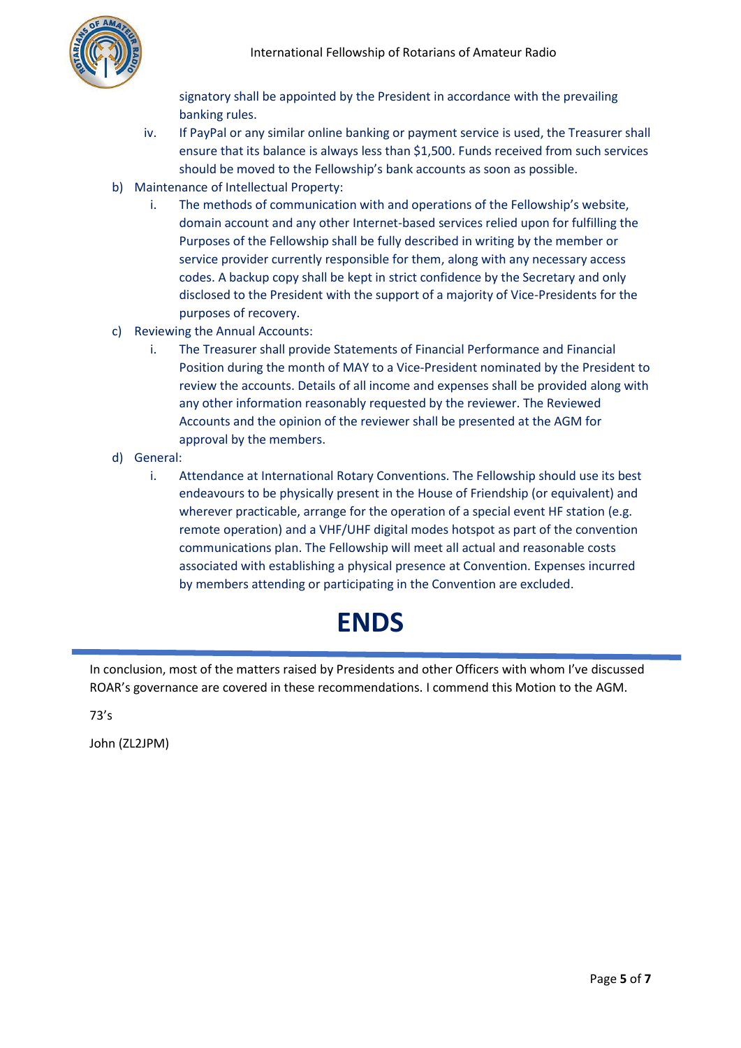signatory shall be appointed by the President in accordance with the prevailing banking rules.

   iv. If PayPal or any similar online banking or payment service is used, the Treasurer shall ensure that its balance is always less than $1,500. Funds received from such services should be moved to the Fellowship's bank accounts as soon as possible.

b) Maintenance of Intellectual Property:

   i. The methods of communication with and operations of the Fellowship's website, domain account and any other Internet-based services relied upon for fulfilling the Purposes of the Fellowship shall be fully described in writing by the member or service provider currently responsible for them, along with any necessary access codes. A backup copy shall be kept in strict confidence by the Secretary and only disclosed to the President with the support of a majority of Vice-Presidents for the purposes of recovery.

c) Reviewing the Annual Accounts:

   i. The Treasurer shall provide Statements of Financial Performance and Financial Position during the month of MAY to a Vice-President nominated by the President to review the accounts. Details of all income and expenses shall be provided along with any other information reasonably requested by the reviewer. The Reviewed Accounts and the opinion of the reviewer shall be presented at the AGM for approval by the members.

d) General:

   i. Attendance at International Rotary Conventions. The Fellowship should use its best endeavours to be physically present in the House of Friendship (or equivalent) and wherever practicable, arrange for the operation of a special event HF station (e.g. remote operation) and a VHF/UHF digital modes hotspot as part of the convention communications plan. The Fellowship will meet all actual and reasonable costs associated with establishing a physical presence at Convention. Expenses incurred by members attending or participating in the Convention are excluded.

# ENDS

---

In conclusion, most of the matters raised by Presidents and other Officers with whom I've discussed ROAR's governance are covered in these recommendations. I commend this Motion to the AGM.

73's

John (ZL2JPM)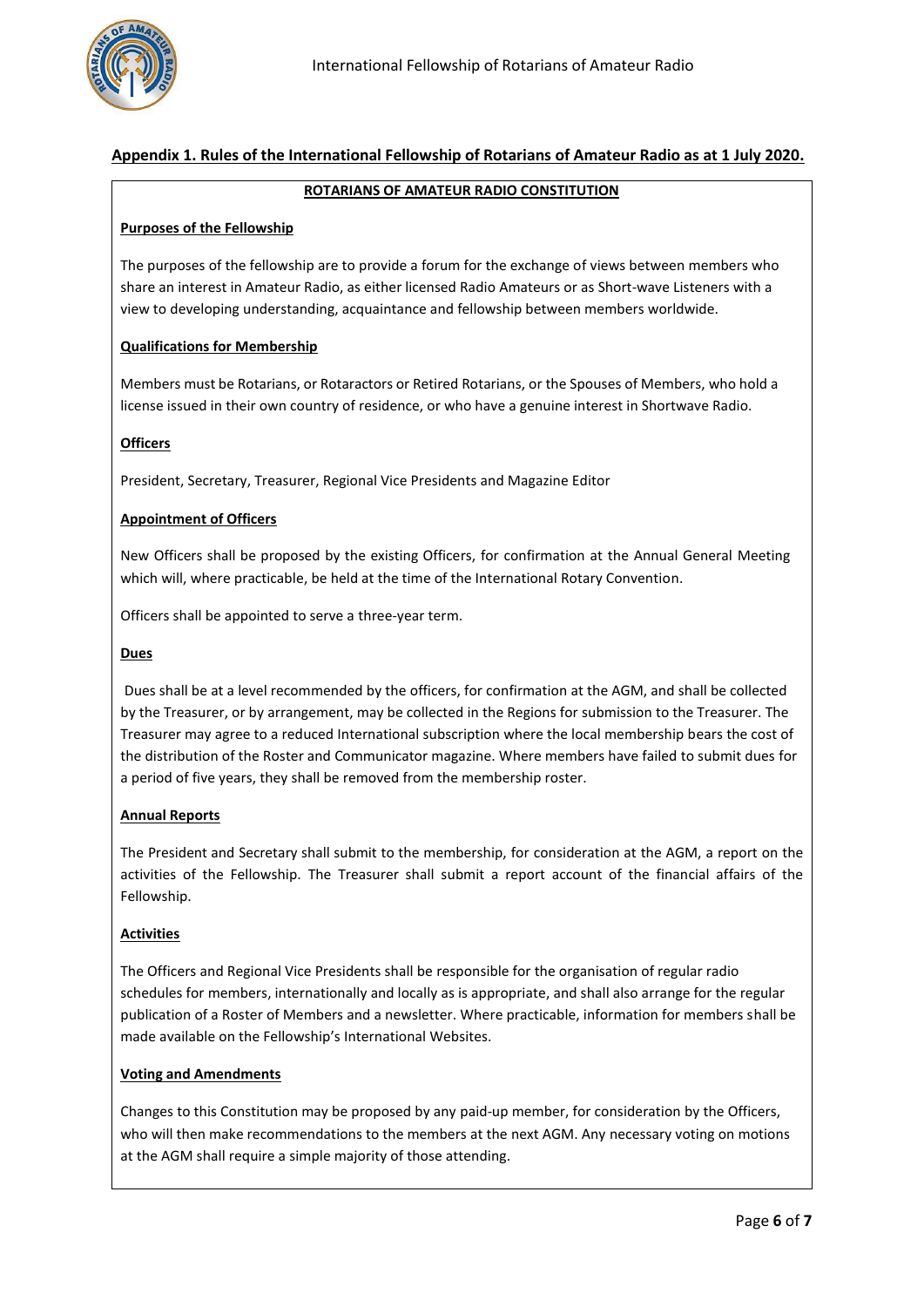## Appendix 1. Rules of the International Fellowship of Rotarians of Amateur Radio as at 1 July 2020.

### ROTARIANS OF AMATEUR RADIO CONSTITUTION

#### Purposes of the Fellowship

The purposes of the fellowship are to provide a forum for the exchange of views between members who share an interest in Amateur Radio, as either licensed Radio Amateurs or as Short-wave Listeners with a view to developing understanding, acquaintance and fellowship between members worldwide.

#### Qualifications for Membership

Members must be Rotarians, or Rotaractors or Retired Rotarians, or the Spouses of Members, who hold a license issued in their own country of residence, or who have a genuine interest in Shortwave Radio.

#### Officers

President, Secretary, Treasurer, Regional Vice Presidents and Magazine Editor

#### Appointment of Officers

New Officers shall be proposed by the existing Officers, for confirmation at the Annual General Meeting which will, where practicable, be held at the time of the International Rotary Convention.

Officers shall be appointed to serve a three-year term.

#### Dues

Dues shall be at a level recommended by the officers, for confirmation at the AGM, and shall be collected by the Treasurer, or by arrangement, may be collected in the Regions for submission to the Treasurer. The Treasurer may agree to a reduced International subscription where the local membership bears the cost of the distribution of the Roster and Communicator magazine. Where members have failed to submit dues for a period of five years, they shall be removed from the membership roster.

#### Annual Reports

The President and Secretary shall submit to the membership, for consideration at the AGM, a report on the activities of the Fellowship. The Treasurer shall submit a report account of the financial affairs of the Fellowship.

#### Activities

The Officers and Regional Vice Presidents shall be responsible for the organisation of regular radio schedules for members, internationally and locally as is appropriate, and shall also arrange for the regular publication of a Roster of Members and a newsletter. Where practicable, information for members shall be made available on the Fellowship's International Websites.

#### Voting and Amendments

Changes to this Constitution may be proposed by any paid-up member, for consideration by the Officers, who will then make recommendations to the members at the next AGM. Any necessary voting on motions at the AGM shall require a simple majority of those attending.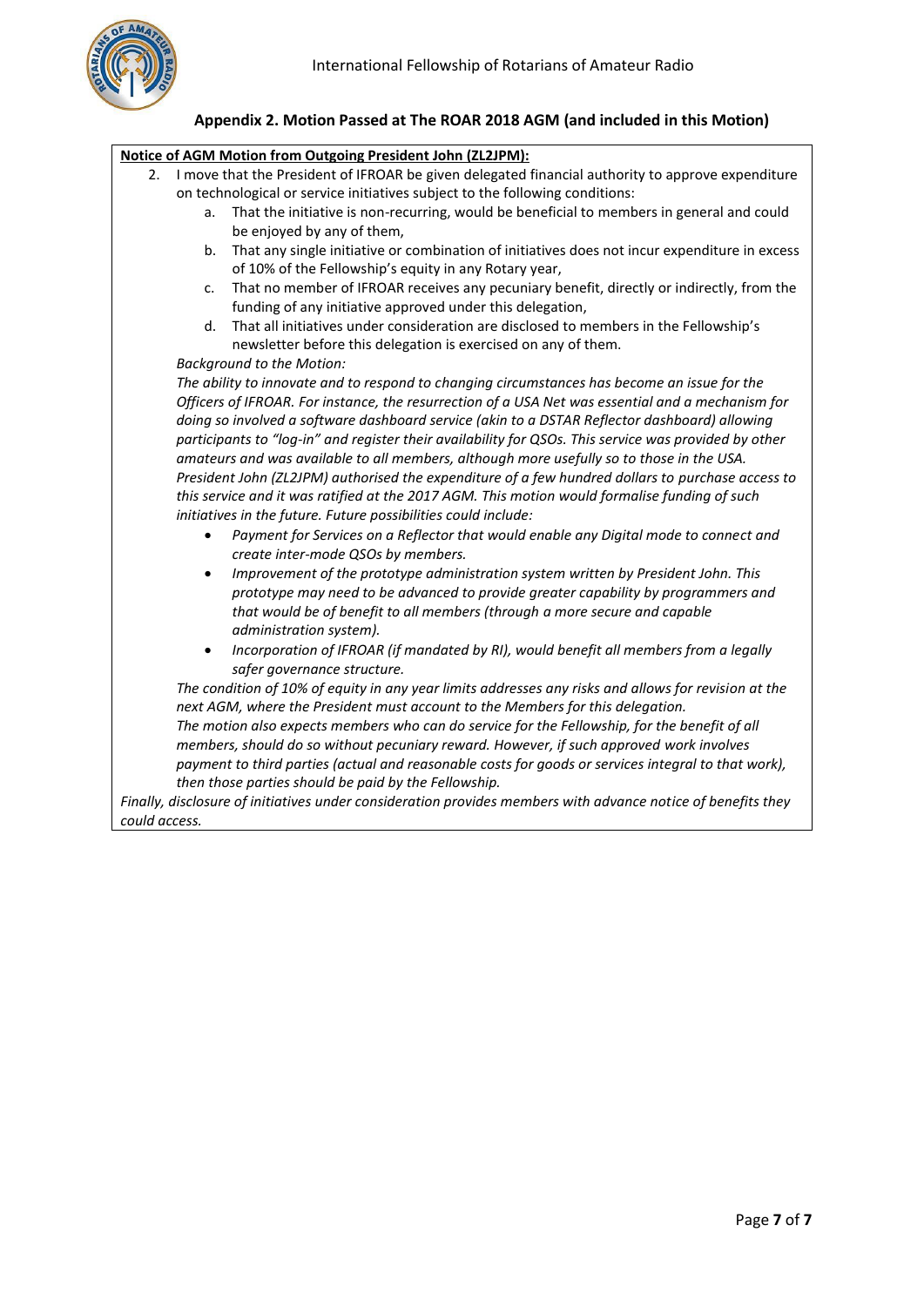## Appendix 2. Motion Passed at The ROAR 2018 AGM (and included in this Motion)

**Notice of AGM Motion from Outgoing President John (ZL2JPM):**

2. I move that the President of IFROAR be given delegated financial authority to approve expenditure on technological or service initiatives subject to the following conditions:
   a. That the initiative is non-recurring, would be beneficial to members in general and could be enjoyed by any of them,
   b. That any single initiative or combination of initiatives does not incur expenditure in excess of 10% of the Fellowship's equity in any Rotary year,
   c. That no member of IFROAR receives any pecuniary benefit, directly or indirectly, from the funding of any initiative approved under this delegation,
   d. That all initiatives under consideration are disclosed to members in the Fellowship's newsletter before this delegation is exercised on any of them.

   *Background to the Motion:*

   *The ability to innovate and to respond to changing circumstances has become an issue for the Officers of IFROAR. For instance, the resurrection of a USA Net was essential and a mechanism for doing so involved a software dashboard service (akin to a DSTAR Reflector dashboard) allowing participants to "log-in" and register their availability for QSOs. This service was provided by other amateurs and was available to all members, although more usefully so to those in the USA. President John (ZL2JPM) authorised the expenditure of a few hundred dollars to purchase access to this service and it was ratified at the 2017 AGM. This motion would formalise funding of such initiatives in the future. Future possibilities could include:*

   - *Payment for Services on a Reflector that would enable any Digital mode to connect and create inter-mode QSOs by members.*
   - *Improvement of the prototype administration system written by President John. This prototype may need to be advanced to provide greater capability by programmers and that would be of benefit to all members (through a more secure and capable administration system).*
   - *Incorporation of IFROAR (if mandated by RI), would benefit all members from a legally safer governance structure.*

   *The condition of 10% of equity in any year limits addresses any risks and allows for revision at the next AGM, where the President must account to the Members for this delegation.*

   *The motion also expects members who can do service for the Fellowship, for the benefit of all members, should do so without pecuniary reward. However, if such approved work involves payment to third parties (actual and reasonable costs for goods or services integral to that work), then those parties should be paid by the Fellowship.*

*Finally, disclosure of initiatives under consideration provides members with advance notice of benefits they could access.*